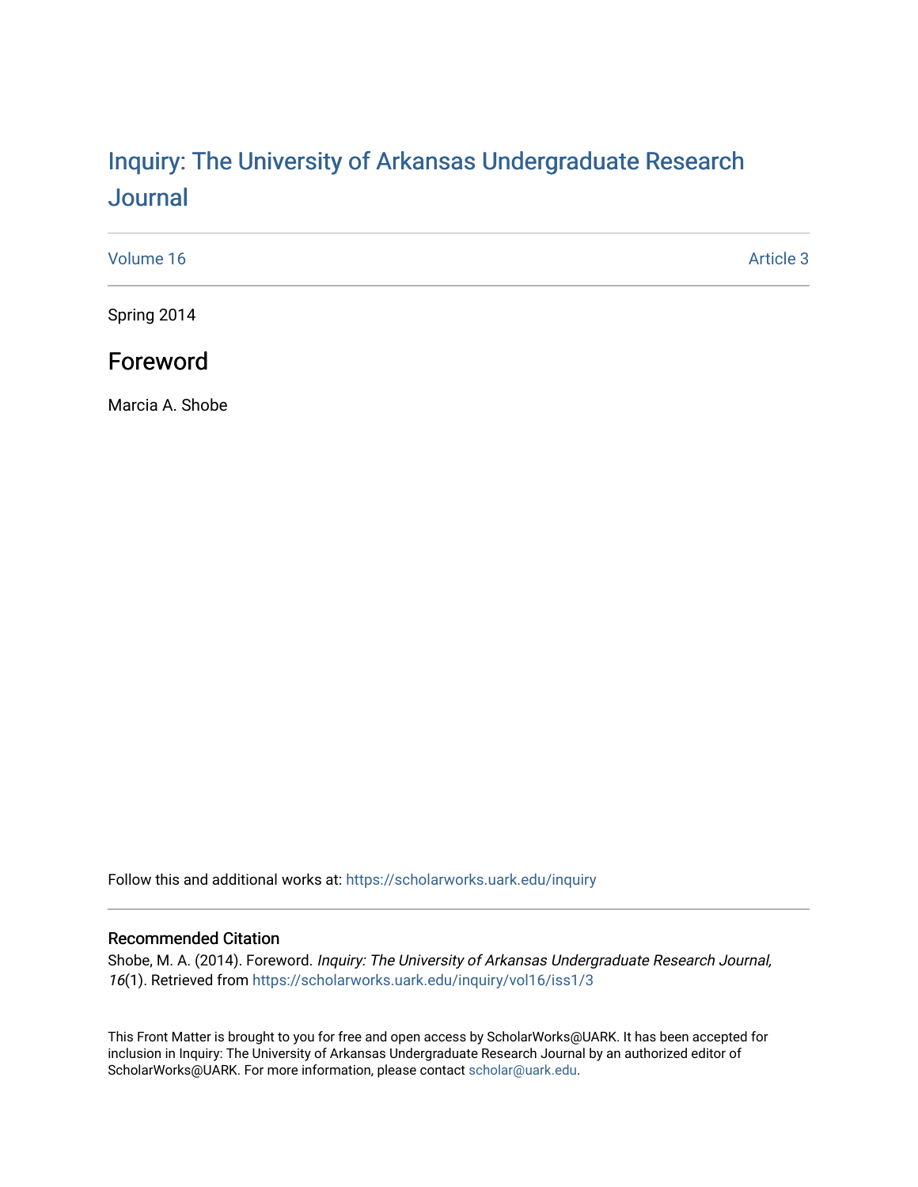# Inquiry: The University of Arkansas Undergraduate Research Journal

Volume 16 | Article 3

Spring 2014

## Foreword

Marcia A. Shobe

Follow this and additional works at: https://scholarworks.uark.edu/inquiry

### Recommended Citation

Shobe, M. A. (2014). Foreword. *Inquiry: The University of Arkansas Undergraduate Research Journal, 16*(1). Retrieved from https://scholarworks.uark.edu/inquiry/vol16/iss1/3

This Front Matter is brought to you for free and open access by ScholarWorks@UARK. It has been accepted for inclusion in Inquiry: The University of Arkansas Undergraduate Research Journal by an authorized editor of ScholarWorks@UARK. For more information, please contact scholar@uark.edu.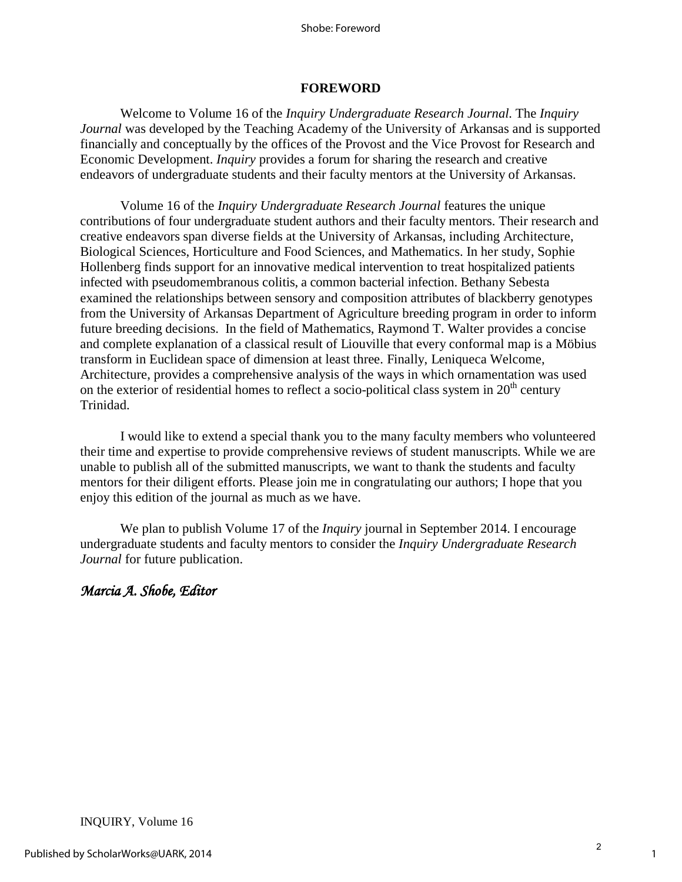# FOREWORD

Welcome to Volume 16 of the *Inquiry Undergraduate Research Journal.* The *Inquiry Journal* was developed by the Teaching Academy of the University of Arkansas and is supported financially and conceptually by the offices of the Provost and the Vice Provost for Research and Economic Development. *Inquiry* provides a forum for sharing the research and creative endeavors of undergraduate students and their faculty mentors at the University of Arkansas.

Volume 16 of the *Inquiry Undergraduate Research Journal* features the unique contributions of four undergraduate student authors and their faculty mentors. Their research and creative endeavors span diverse fields at the University of Arkansas, including Architecture, Biological Sciences, Horticulture and Food Sciences, and Mathematics. In her study, Sophie Hollenberg finds support for an innovative medical intervention to treat hospitalized patients infected with pseudomembranous colitis, a common bacterial infection. Bethany Sebesta examined the relationships between sensory and composition attributes of blackberry genotypes from the University of Arkansas Department of Agriculture breeding program in order to inform future breeding decisions. In the field of Mathematics, Raymond T. Walter provides a concise and complete explanation of a classical result of Liouville that every conformal map is a Möbius transform in Euclidean space of dimension at least three. Finally, Leniqueca Welcome, Architecture, provides a comprehensive analysis of the ways in which ornamentation was used on the exterior of residential homes to reflect a socio-political class system in 20th century Trinidad.

I would like to extend a special thank you to the many faculty members who volunteered their time and expertise to provide comprehensive reviews of student manuscripts. While we are unable to publish all of the submitted manuscripts, we want to thank the students and faculty mentors for their diligent efforts. Please join me in congratulating our authors; I hope that you enjoy this edition of the journal as much as we have.

We plan to publish Volume 17 of the *Inquiry* journal in September 2014. I encourage undergraduate students and faculty mentors to consider the *Inquiry Undergraduate Research Journal* for future publication.

*Marcia A. Shobe, Editor*